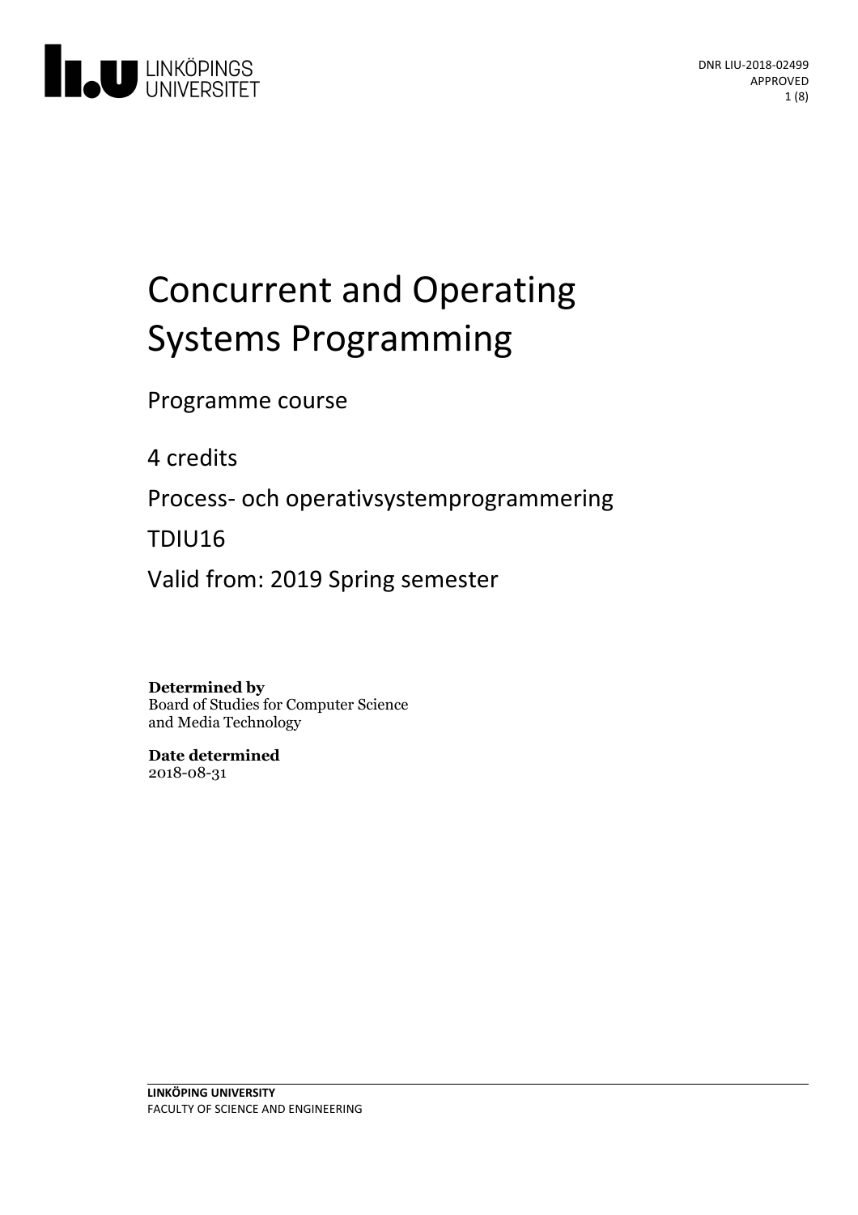DNR LIU-2018-02499
APPROVED

# Concurrent and Operating Systems Programming

Programme course

4 credits

Process- och operativsystemprogrammering

TDIU16

Valid from: 2019 Spring semester

**Determined by**
Board of Studies for Computer Science and Media Technology

**Date determined**
2018-08-31

**LINKÖPING UNIVERSITY**
FACULTY OF SCIENCE AND ENGINEERING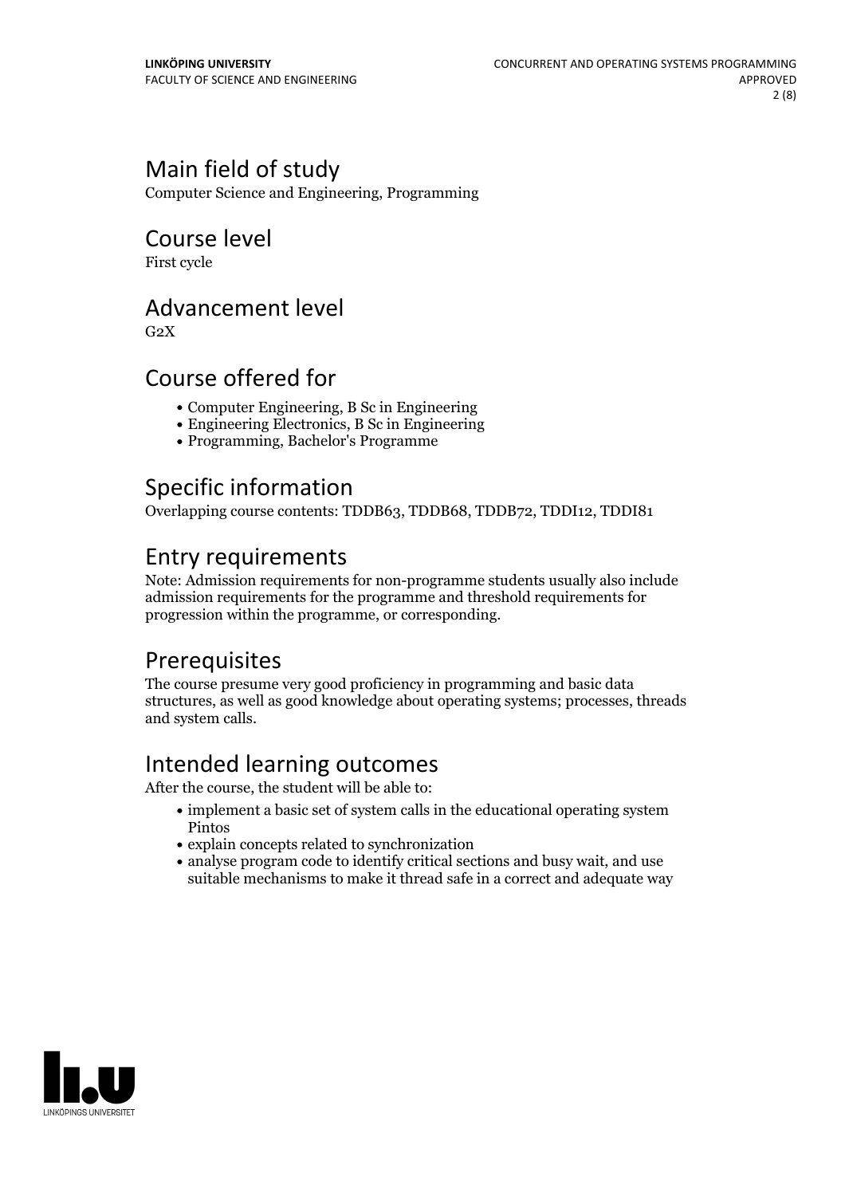## Main field of study

Computer Science and Engineering, Programming

## Course level

First cycle

## Advancement level

G2X

## Course offered for

- Computer Engineering, B Sc in Engineering
- Engineering Electronics, B Sc in Engineering
- Programming, Bachelor's Programme

## Specific information

Overlapping course contents: TDDB63, TDDB68, TDDB72, TDDI12, TDDI81

## Entry requirements

Note: Admission requirements for non-programme students usually also include admission requirements for the programme and threshold requirements for progression within the programme, or corresponding.

## Prerequisites

The course presume very good proficiency in programming and basic data structures, as well as good knowledge about operating systems; processes, threads and system calls.

## Intended learning outcomes

After the course, the student will be able to:

- implement a basic set of system calls in the educational operating system Pintos
- explain concepts related to synchronization
- analyse program code to identify critical sections and busy wait, and use suitable mechanisms to make it thread safe in a correct and adequate way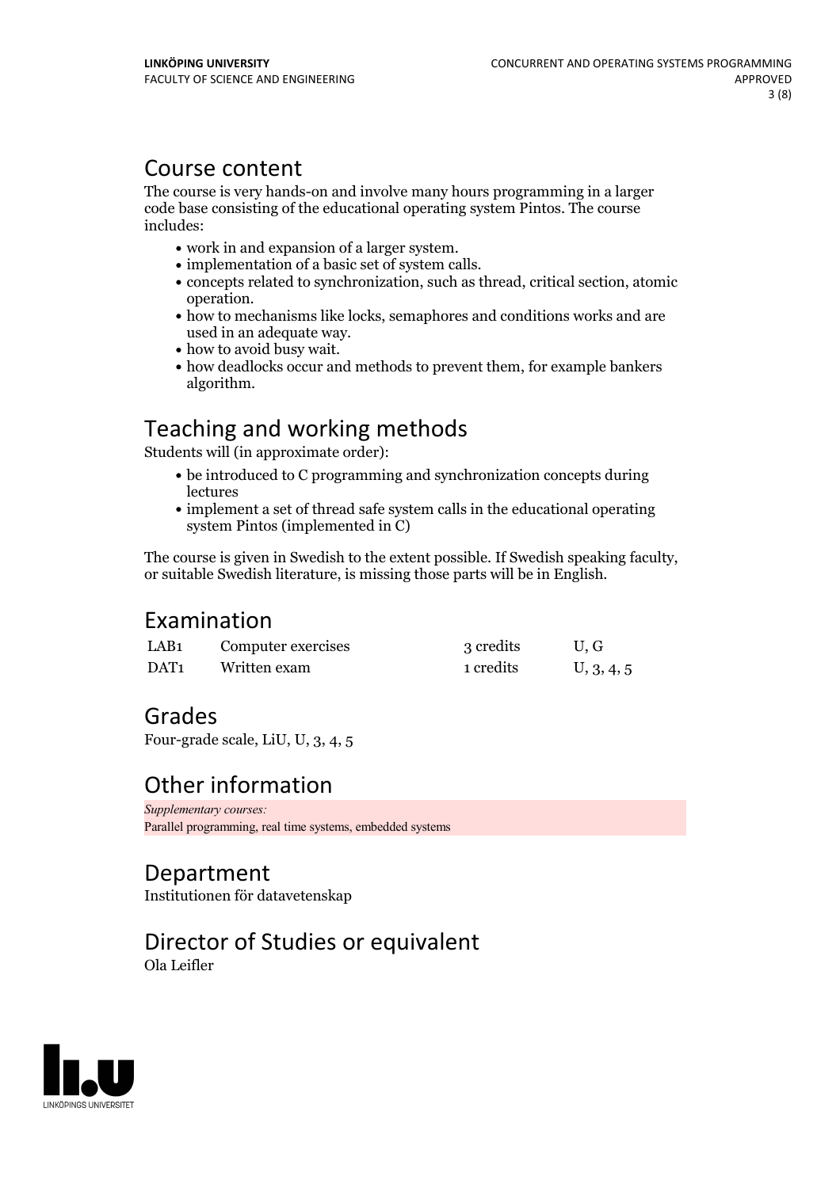## Course content

The course is very hands-on and involve many hours programming in a larger code base consisting of the educational operating system Pintos. The course includes:

- work in and expansion of a larger system.
- implementation of a basic set of system calls.
- concepts related to synchronization, such as thread, critical section, atomic operation.
- how to mechanisms like locks, semaphores and conditions works and are used in an adequate way.
- how to avoid busy wait.
- how deadlocks occur and methods to prevent them, for example bankers algorithm.

## Teaching and working methods

Students will (in approximate order):

- be introduced to C programming and synchronization concepts during lectures
- implement a set of thread safe system calls in the educational operating system Pintos (implemented in C)

The course is given in Swedish to the extent possible. If Swedish speaking faculty, or suitable Swedish literature, is missing those parts will be in English.

## Examination

| | | | |
|---|---|---|---|
| LAB1 | Computer exercises | 3 credits | U, G |
| DAT1 | Written exam | 1 credits | U, 3, 4, 5 |

## Grades

Four-grade scale, LiU, U, 3, 4, 5

## Other information

*Supplementary courses:*

Parallel programming, real time systems, embedded systems

## Department

Institutionen för datavetenskap

## Director of Studies or equivalent

Ola Leifler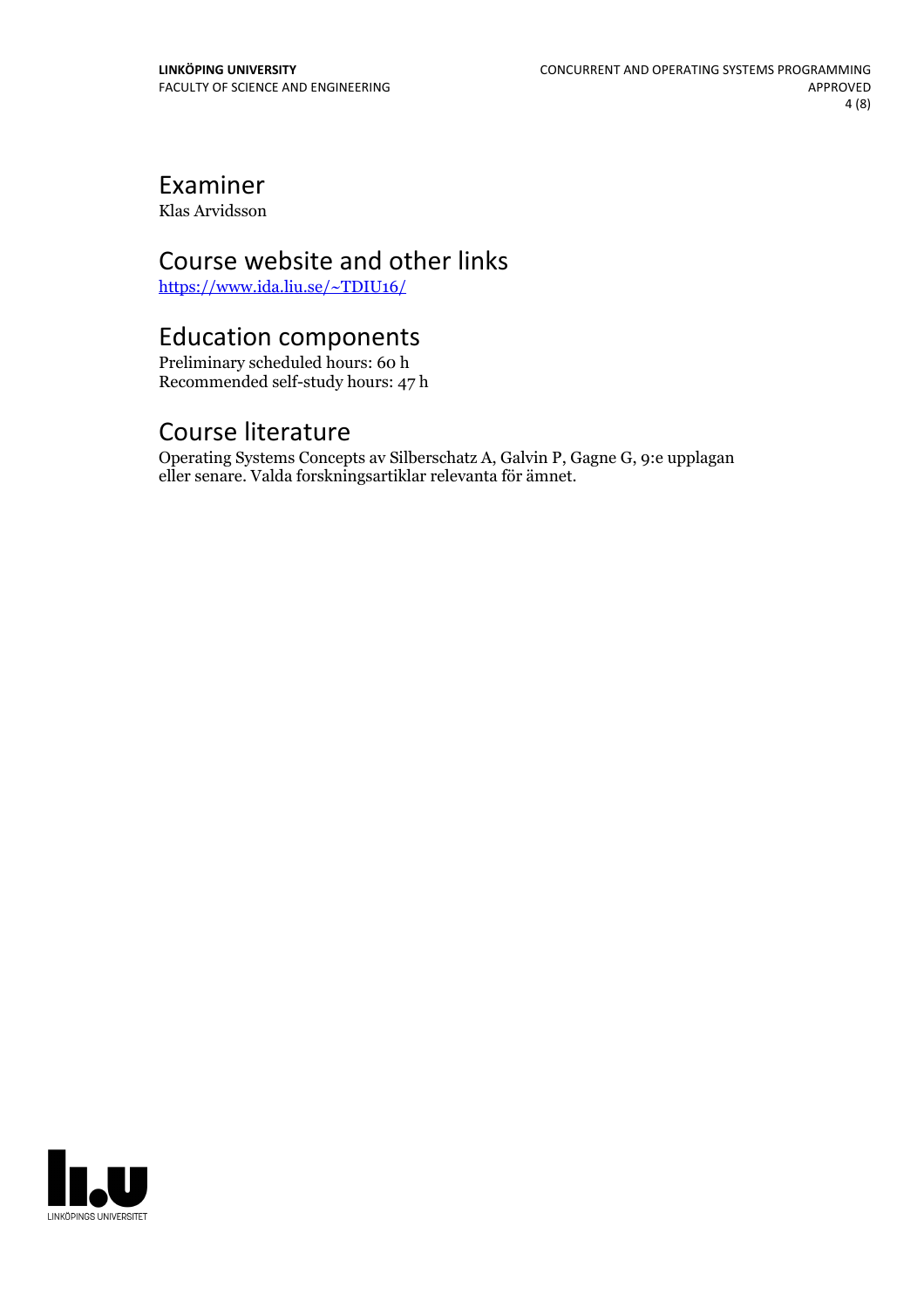## Examiner

Klas Arvidsson

## Course website and other links

[https://www.ida.liu.se/~TDIU16/](https://www.ida.liu.se/~TDIU16/)

## Education components

Preliminary scheduled hours: 60 h
Recommended self-study hours: 47 h

## Course literature

Operating Systems Concepts av Silberschatz A, Galvin P, Gagne G, 9:e upplagan eller senare. Valda forskningsartiklar relevanta för ämnet.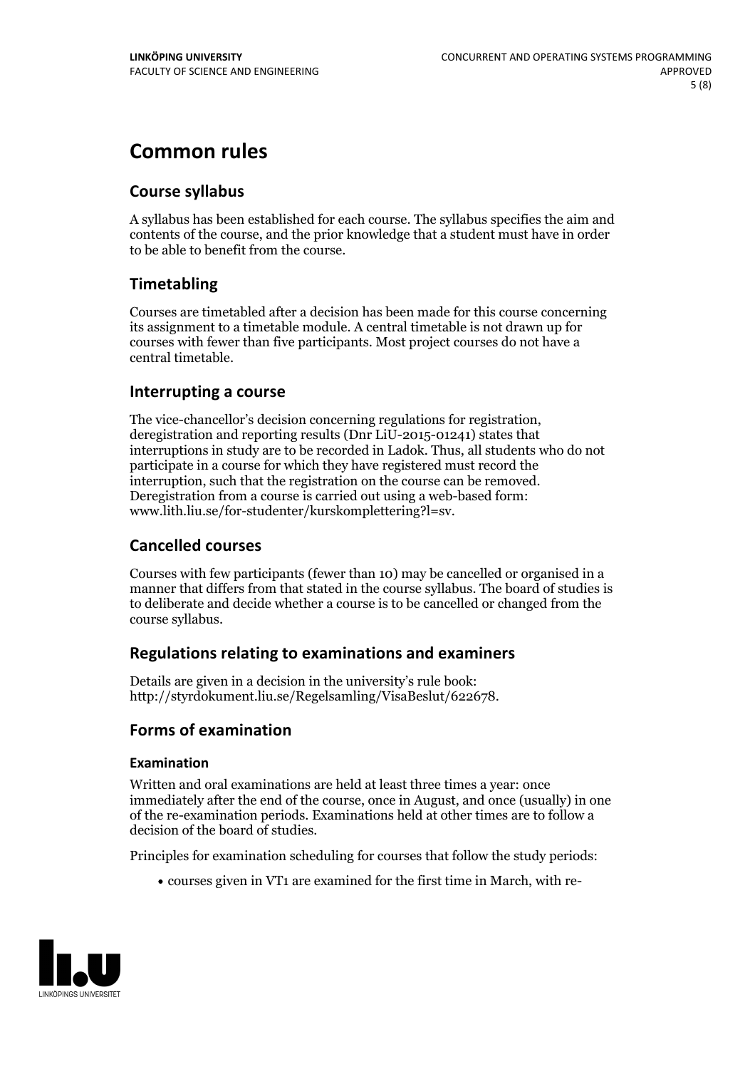# Common rules

## Course syllabus

A syllabus has been established for each course. The syllabus specifies the aim and contents of the course, and the prior knowledge that a student must have in order to be able to benefit from the course.

## Timetabling

Courses are timetabled after a decision has been made for this course concerning its assignment to a timetable module. A central timetable is not drawn up for courses with fewer than five participants. Most project courses do not have a central timetable.

## Interrupting a course

The vice-chancellor's decision concerning regulations for registration, deregistration and reporting results (Dnr LiU-2015-01241) states that interruptions in study are to be recorded in Ladok. Thus, all students who do not participate in a course for which they have registered must record the interruption, such that the registration on the course can be removed. Deregistration from a course is carried out using a web-based form: www.lith.liu.se/for-studenter/kurskomplettering?l=sv.

## Cancelled courses

Courses with few participants (fewer than 10) may be cancelled or organised in a manner that differs from that stated in the course syllabus. The board of studies is to deliberate and decide whether a course is to be cancelled or changed from the course syllabus.

## Regulations relating to examinations and examiners

Details are given in a decision in the university's rule book: http://styrdokument.liu.se/Regelsamling/VisaBeslut/622678.

## Forms of examination

### Examination

Written and oral examinations are held at least three times a year: once immediately after the end of the course, once in August, and once (usually) in one of the re-examination periods. Examinations held at other times are to follow a decision of the board of studies.

Principles for examination scheduling for courses that follow the study periods:

- courses given in VT1 are examined for the first time in March, with re-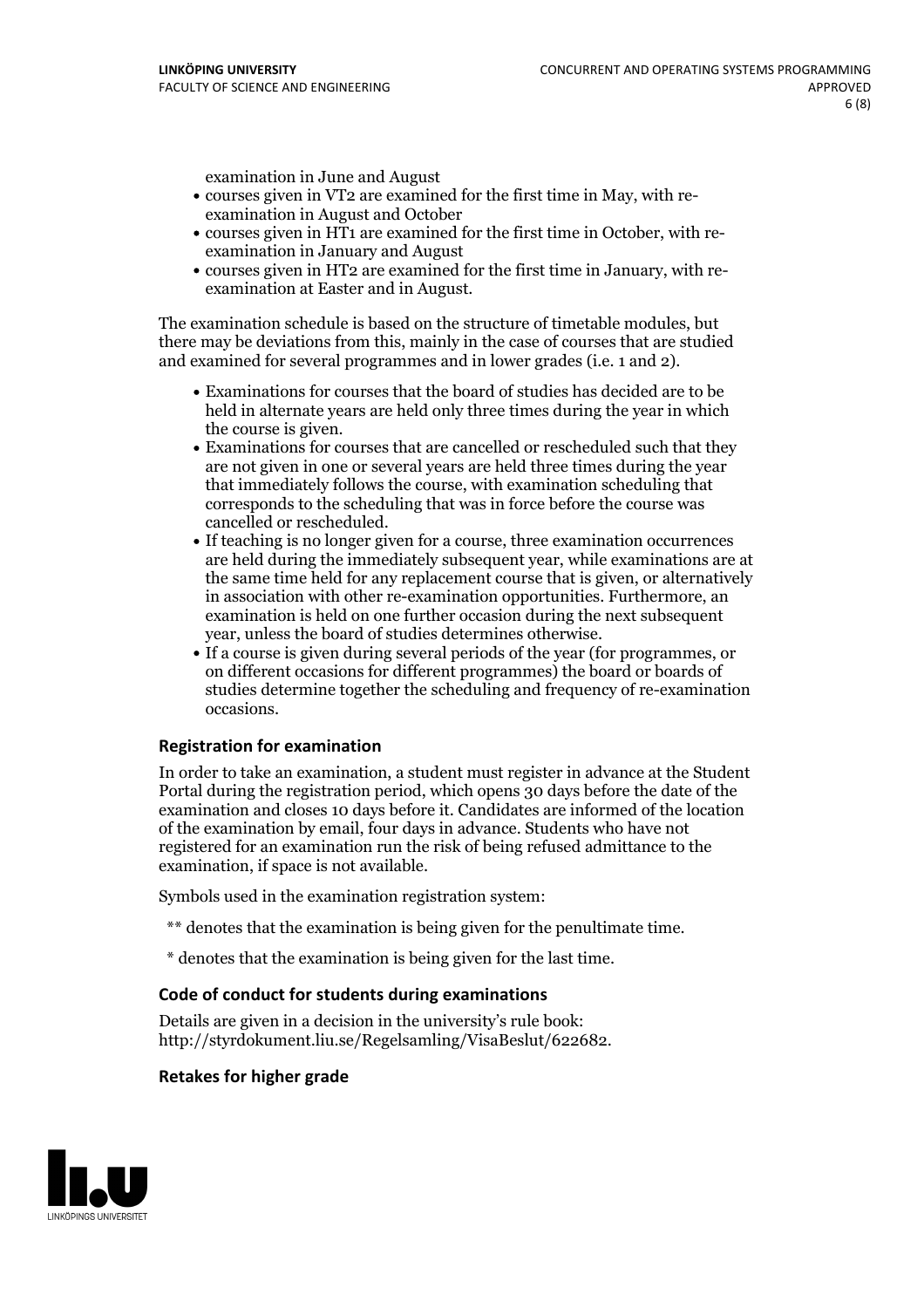examination in June and August
- courses given in VT2 are examined for the first time in May, with re-examination in August and October
- courses given in HT1 are examined for the first time in October, with re-examination in January and August
- courses given in HT2 are examined for the first time in January, with re-examination at Easter and in August.

The examination schedule is based on the structure of timetable modules, but there may be deviations from this, mainly in the case of courses that are studied and examined for several programmes and in lower grades (i.e. 1 and 2).

- Examinations for courses that the board of studies has decided are to be held in alternate years are held only three times during the year in which the course is given.
- Examinations for courses that are cancelled or rescheduled such that they are not given in one or several years are held three times during the year that immediately follows the course, with examination scheduling that corresponds to the scheduling that was in force before the course was cancelled or rescheduled.
- If teaching is no longer given for a course, three examination occurrences are held during the immediately subsequent year, while examinations are at the same time held for any replacement course that is given, or alternatively in association with other re-examination opportunities. Furthermore, an examination is held on one further occasion during the next subsequent year, unless the board of studies determines otherwise.
- If a course is given during several periods of the year (for programmes, or on different occasions for different programmes) the board or boards of studies determine together the scheduling and frequency of re-examination occasions.

### Registration for examination

In order to take an examination, a student must register in advance at the Student Portal during the registration period, which opens 30 days before the date of the examination and closes 10 days before it. Candidates are informed of the location of the examination by email, four days in advance. Students who have not registered for an examination run the risk of being refused admittance to the examination, if space is not available.

Symbols used in the examination registration system:

** denotes that the examination is being given for the penultimate time.

* denotes that the examination is being given for the last time.

### Code of conduct for students during examinations

Details are given in a decision in the university's rule book: http://styrdokument.liu.se/Regelsamling/VisaBeslut/622682.

### Retakes for higher grade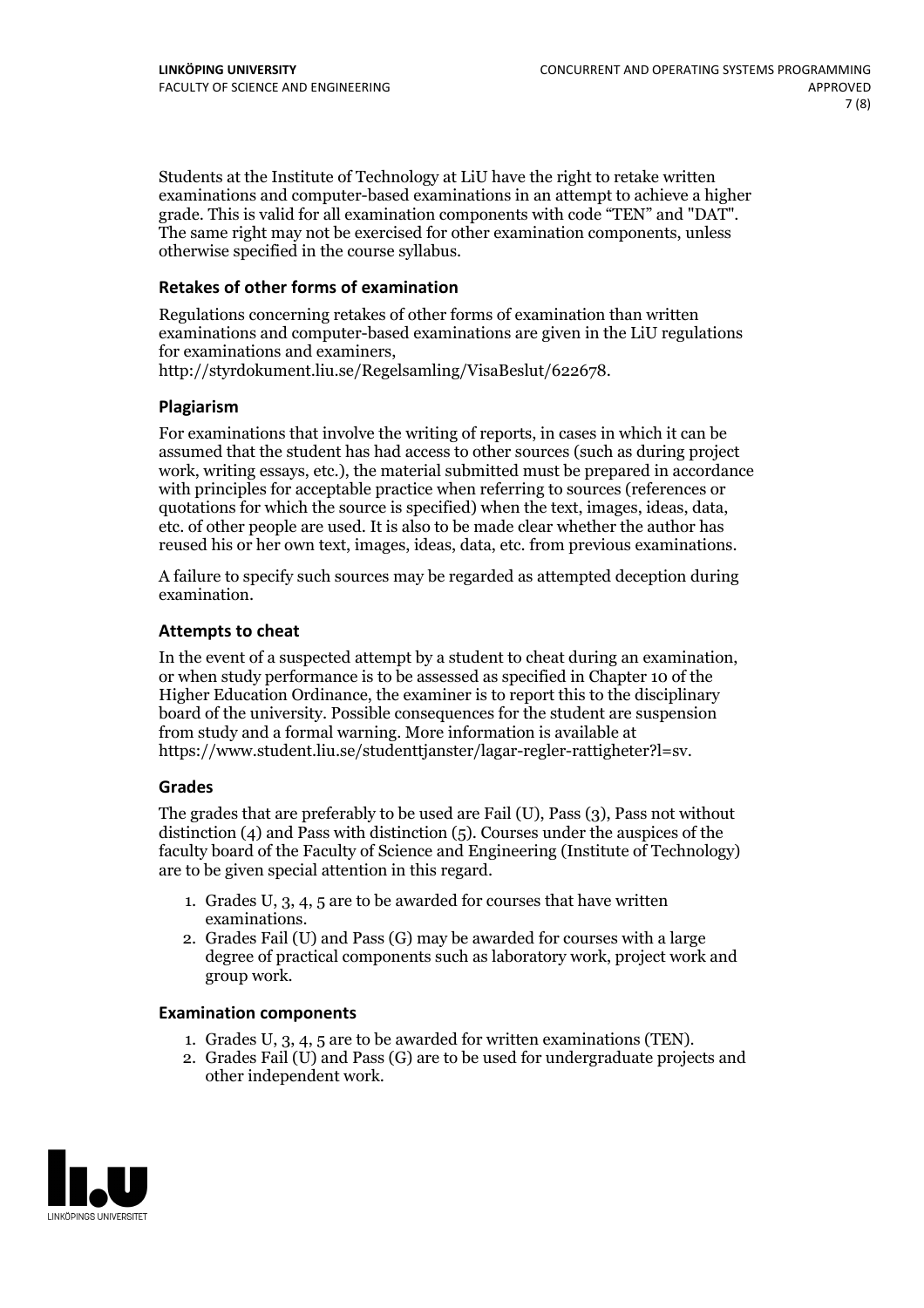Students at the Institute of Technology at LiU have the right to retake written examinations and computer-based examinations in an attempt to achieve a higher grade. This is valid for all examination components with code "TEN" and "DAT". The same right may not be exercised for other examination components, unless otherwise specified in the course syllabus.

### Retakes of other forms of examination

Regulations concerning retakes of other forms of examination than written examinations and computer-based examinations are given in the LiU regulations for examinations and examiners, http://styrdokument.liu.se/Regelsamling/VisaBeslut/622678.

### Plagiarism

For examinations that involve the writing of reports, in cases in which it can be assumed that the student has had access to other sources (such as during project work, writing essays, etc.), the material submitted must be prepared in accordance with principles for acceptable practice when referring to sources (references or quotations for which the source is specified) when the text, images, ideas, data, etc. of other people are used. It is also to be made clear whether the author has reused his or her own text, images, ideas, data, etc. from previous examinations.

A failure to specify such sources may be regarded as attempted deception during examination.

### Attempts to cheat

In the event of a suspected attempt by a student to cheat during an examination, or when study performance is to be assessed as specified in Chapter 10 of the Higher Education Ordinance, the examiner is to report this to the disciplinary board of the university. Possible consequences for the student are suspension from study and a formal warning. More information is available at https://www.student.liu.se/studenttjanster/lagar-regler-rattigheter?l=sv.

### Grades

The grades that are preferably to be used are Fail (U), Pass (3), Pass not without distinction (4) and Pass with distinction (5). Courses under the auspices of the faculty board of the Faculty of Science and Engineering (Institute of Technology) are to be given special attention in this regard.

1. Grades U, 3, 4, 5 are to be awarded for courses that have written examinations.
2. Grades Fail (U) and Pass (G) may be awarded for courses with a large degree of practical components such as laboratory work, project work and group work.

### Examination components

1. Grades U, 3, 4, 5 are to be awarded for written examinations (TEN).
2. Grades Fail (U) and Pass (G) are to be used for undergraduate projects and other independent work.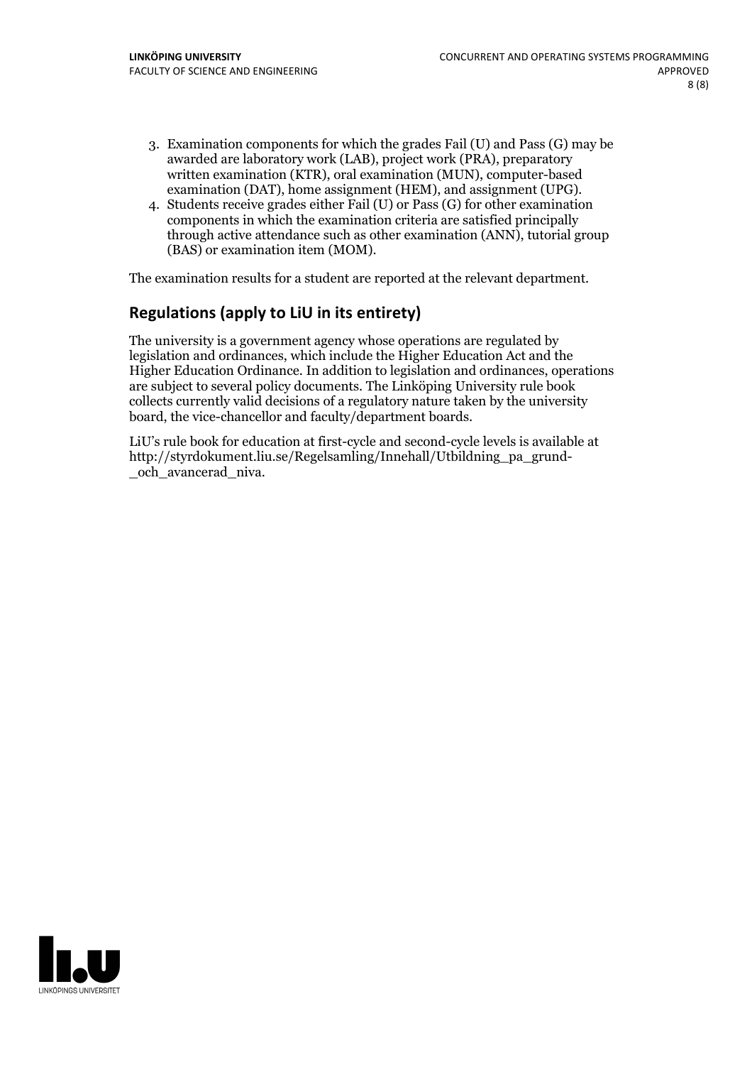3. Examination components for which the grades Fail (U) and Pass (G) may be awarded are laboratory work (LAB), project work (PRA), preparatory written examination (KTR), oral examination (MUN), computer-based examination (DAT), home assignment (HEM), and assignment (UPG).
4. Students receive grades either Fail (U) or Pass (G) for other examination components in which the examination criteria are satisfied principally through active attendance such as other examination (ANN), tutorial group (BAS) or examination item (MOM).

The examination results for a student are reported at the relevant department.

## Regulations (apply to LiU in its entirety)

The university is a government agency whose operations are regulated by legislation and ordinances, which include the Higher Education Act and the Higher Education Ordinance. In addition to legislation and ordinances, operations are subject to several policy documents. The Linköping University rule book collects currently valid decisions of a regulatory nature taken by the university board, the vice-chancellor and faculty/department boards.

LiU's rule book for education at first-cycle and second-cycle levels is available at http://styrdokument.liu.se/Regelsamling/Innehall/Utbildning_pa_grund-_och_avancerad_niva.